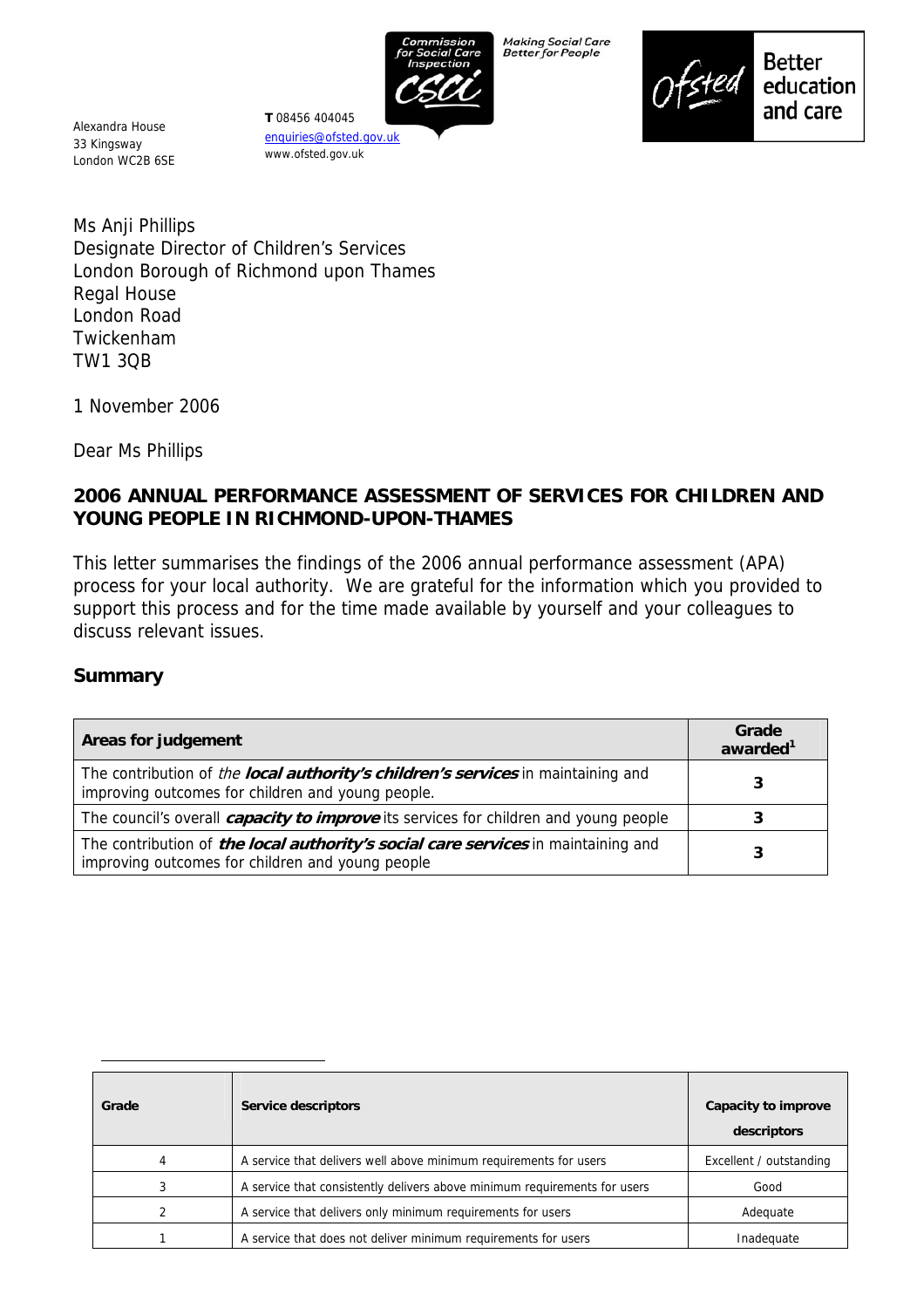Alexandra House
33 Kingsway
London WC2B 6SE

**T** 08456 404045
enquiries@ofsted.gov.uk
www.ofsted.gov.uk

Making Social Care Better for People

Better education and care

Ms Anji Phillips
Designate Director of Children's Services
London Borough of Richmond upon Thames
Regal House
London Road
Twickenham
TW1 3QB

1 November 2006

Dear Ms Phillips

**2006 ANNUAL PERFORMANCE ASSESSMENT OF SERVICES FOR CHILDREN AND YOUNG PEOPLE IN RICHMOND-UPON-THAMES**

This letter summarises the findings of the 2006 annual performance assessment (APA) process for your local authority. We are grateful for the information which you provided to support this process and for the time made available by yourself and your colleagues to discuss relevant issues.

## Summary

| Areas for judgement | Grade awarded[1] |
|---|---|
| The contribution of *the* ***local authority's children's services*** in maintaining and improving outcomes for children and young people. | 3 |
| The council's overall ***capacity to improve*** its services for children and young people | 3 |
| The contribution of ***the local authority's social care services*** in maintaining and improving outcomes for children and young people | 3 |

| Grade | Service descriptors | Capacity to improve descriptors |
|---|---|---|
| 4 | A service that delivers well above minimum requirements for users | Excellent / outstanding |
| 3 | A service that consistently delivers above minimum requirements for users | Good |
| 2 | A service that delivers only minimum requirements for users | Adequate |
| 1 | A service that does not deliver minimum requirements for users | Inadequate |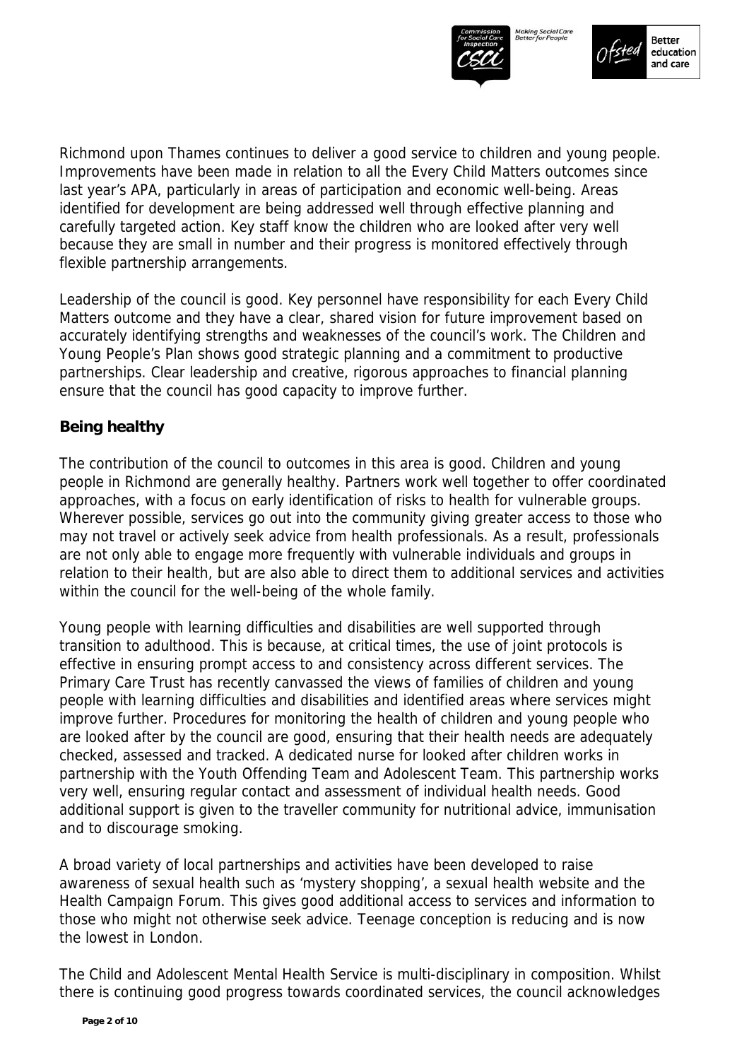Richmond upon Thames continues to deliver a good service to children and young people. Improvements have been made in relation to all the Every Child Matters outcomes since last year's APA, particularly in areas of participation and economic well-being. Areas identified for development are being addressed well through effective planning and carefully targeted action. Key staff know the children who are looked after very well because they are small in number and their progress is monitored effectively through flexible partnership arrangements.

Leadership of the council is good. Key personnel have responsibility for each Every Child Matters outcome and they have a clear, shared vision for future improvement based on accurately identifying strengths and weaknesses of the council's work. The Children and Young People's Plan shows good strategic planning and a commitment to productive partnerships. Clear leadership and creative, rigorous approaches to financial planning ensure that the council has good capacity to improve further.

## Being healthy

The contribution of the council to outcomes in this area is good. Children and young people in Richmond are generally healthy. Partners work well together to offer coordinated approaches, with a focus on early identification of risks to health for vulnerable groups. Wherever possible, services go out into the community giving greater access to those who may not travel or actively seek advice from health professionals. As a result, professionals are not only able to engage more frequently with vulnerable individuals and groups in relation to their health, but are also able to direct them to additional services and activities within the council for the well-being of the whole family.

Young people with learning difficulties and disabilities are well supported through transition to adulthood. This is because, at critical times, the use of joint protocols is effective in ensuring prompt access to and consistency across different services. The Primary Care Trust has recently canvassed the views of families of children and young people with learning difficulties and disabilities and identified areas where services might improve further. Procedures for monitoring the health of children and young people who are looked after by the council are good, ensuring that their health needs are adequately checked, assessed and tracked. A dedicated nurse for looked after children works in partnership with the Youth Offending Team and Adolescent Team. This partnership works very well, ensuring regular contact and assessment of individual health needs. Good additional support is given to the traveller community for nutritional advice, immunisation and to discourage smoking.

A broad variety of local partnerships and activities have been developed to raise awareness of sexual health such as 'mystery shopping', a sexual health website and the Health Campaign Forum. This gives good additional access to services and information to those who might not otherwise seek advice. Teenage conception is reducing and is now the lowest in London.

The Child and Adolescent Mental Health Service is multi-disciplinary in composition. Whilst there is continuing good progress towards coordinated services, the council acknowledges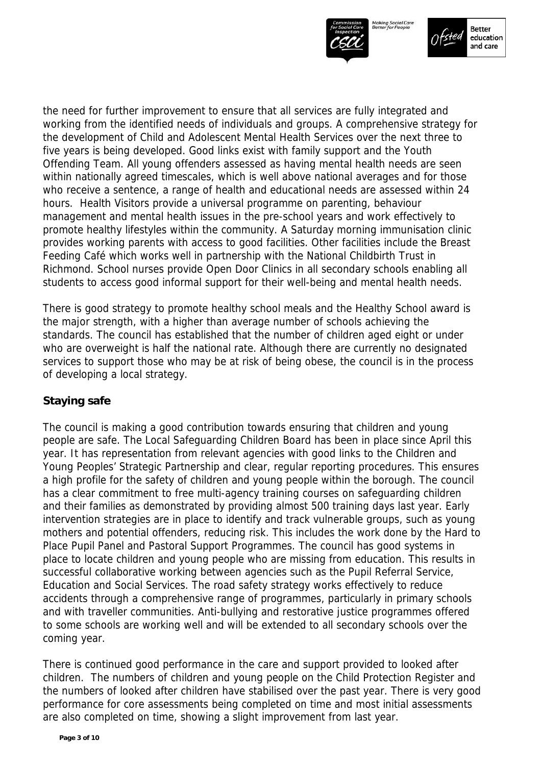the need for further improvement to ensure that all services are fully integrated and working from the identified needs of individuals and groups. A comprehensive strategy for the development of Child and Adolescent Mental Health Services over the next three to five years is being developed. Good links exist with family support and the Youth Offending Team. All young offenders assessed as having mental health needs are seen within nationally agreed timescales, which is well above national averages and for those who receive a sentence, a range of health and educational needs are assessed within 24 hours. Health Visitors provide a universal programme on parenting, behaviour management and mental health issues in the pre-school years and work effectively to promote healthy lifestyles within the community. A Saturday morning immunisation clinic provides working parents with access to good facilities. Other facilities include the Breast Feeding Café which works well in partnership with the National Childbirth Trust in Richmond. School nurses provide Open Door Clinics in all secondary schools enabling all students to access good informal support for their well-being and mental health needs.

There is good strategy to promote healthy school meals and the Healthy School award is the major strength, with a higher than average number of schools achieving the standards. The council has established that the number of children aged eight or under who are overweight is half the national rate. Although there are currently no designated services to support those who may be at risk of being obese, the council is in the process of developing a local strategy.

## Staying safe

The council is making a good contribution towards ensuring that children and young people are safe. The Local Safeguarding Children Board has been in place since April this year. It has representation from relevant agencies with good links to the Children and Young Peoples' Strategic Partnership and clear, regular reporting procedures. This ensures a high profile for the safety of children and young people within the borough. The council has a clear commitment to free multi-agency training courses on safeguarding children and their families as demonstrated by providing almost 500 training days last year. Early intervention strategies are in place to identify and track vulnerable groups, such as young mothers and potential offenders, reducing risk. This includes the work done by the Hard to Place Pupil Panel and Pastoral Support Programmes. The council has good systems in place to locate children and young people who are missing from education. This results in successful collaborative working between agencies such as the Pupil Referral Service, Education and Social Services. The road safety strategy works effectively to reduce accidents through a comprehensive range of programmes, particularly in primary schools and with traveller communities. Anti-bullying and restorative justice programmes offered to some schools are working well and will be extended to all secondary schools over the coming year.

There is continued good performance in the care and support provided to looked after children. The numbers of children and young people on the Child Protection Register and the numbers of looked after children have stabilised over the past year. There is very good performance for core assessments being completed on time and most initial assessments are also completed on time, showing a slight improvement from last year.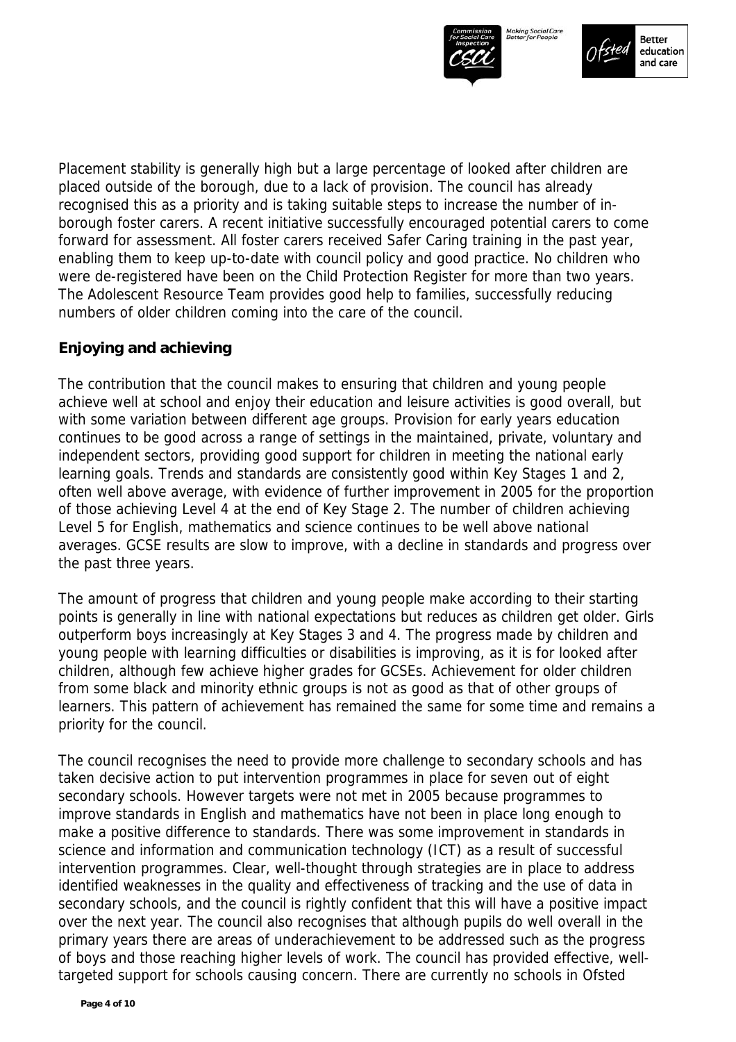Placement stability is generally high but a large percentage of looked after children are placed outside of the borough, due to a lack of provision. The council has already recognised this as a priority and is taking suitable steps to increase the number of in-borough foster carers. A recent initiative successfully encouraged potential carers to come forward for assessment. All foster carers received Safer Caring training in the past year, enabling them to keep up-to-date with council policy and good practice. No children who were de-registered have been on the Child Protection Register for more than two years. The Adolescent Resource Team provides good help to families, successfully reducing numbers of older children coming into the care of the council.

## Enjoying and achieving

The contribution that the council makes to ensuring that children and young people achieve well at school and enjoy their education and leisure activities is good overall, but with some variation between different age groups. Provision for early years education continues to be good across a range of settings in the maintained, private, voluntary and independent sectors, providing good support for children in meeting the national early learning goals. Trends and standards are consistently good within Key Stages 1 and 2, often well above average, with evidence of further improvement in 2005 for the proportion of those achieving Level 4 at the end of Key Stage 2. The number of children achieving Level 5 for English, mathematics and science continues to be well above national averages. GCSE results are slow to improve, with a decline in standards and progress over the past three years.

The amount of progress that children and young people make according to their starting points is generally in line with national expectations but reduces as children get older. Girls outperform boys increasingly at Key Stages 3 and 4. The progress made by children and young people with learning difficulties or disabilities is improving, as it is for looked after children, although few achieve higher grades for GCSEs. Achievement for older children from some black and minority ethnic groups is not as good as that of other groups of learners. This pattern of achievement has remained the same for some time and remains a priority for the council.

The council recognises the need to provide more challenge to secondary schools and has taken decisive action to put intervention programmes in place for seven out of eight secondary schools. However targets were not met in 2005 because programmes to improve standards in English and mathematics have not been in place long enough to make a positive difference to standards. There was some improvement in standards in science and information and communication technology (ICT) as a result of successful intervention programmes. Clear, well-thought through strategies are in place to address identified weaknesses in the quality and effectiveness of tracking and the use of data in secondary schools, and the council is rightly confident that this will have a positive impact over the next year. The council also recognises that although pupils do well overall in the primary years there are areas of underachievement to be addressed such as the progress of boys and those reaching higher levels of work. The council has provided effective, well-targeted support for schools causing concern. There are currently no schools in Ofsted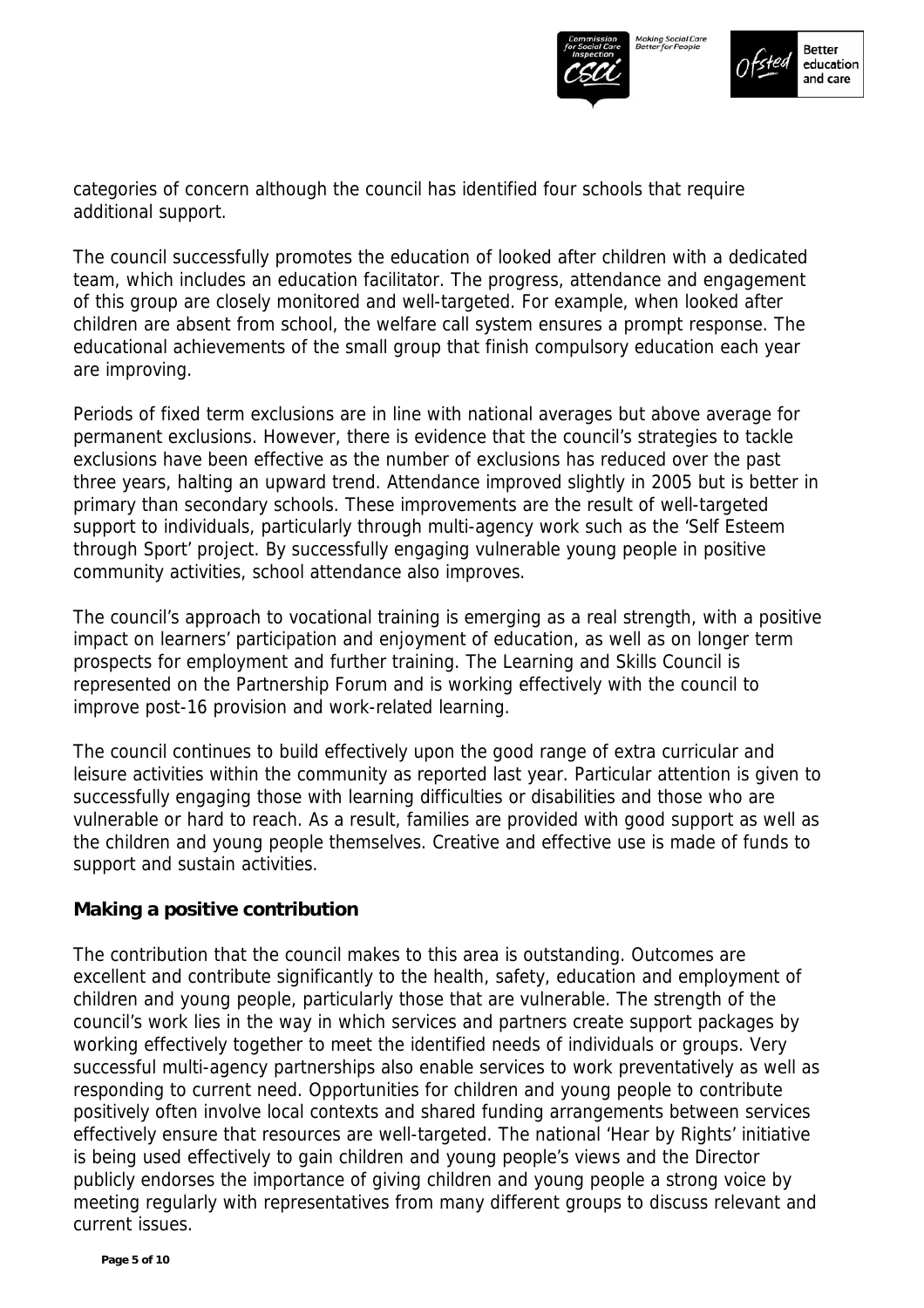categories of concern although the council has identified four schools that require additional support.

The council successfully promotes the education of looked after children with a dedicated team, which includes an education facilitator. The progress, attendance and engagement of this group are closely monitored and well-targeted. For example, when looked after children are absent from school, the welfare call system ensures a prompt response. The educational achievements of the small group that finish compulsory education each year are improving.

Periods of fixed term exclusions are in line with national averages but above average for permanent exclusions. However, there is evidence that the council's strategies to tackle exclusions have been effective as the number of exclusions has reduced over the past three years, halting an upward trend. Attendance improved slightly in 2005 but is better in primary than secondary schools. These improvements are the result of well-targeted support to individuals, particularly through multi-agency work such as the 'Self Esteem through Sport' project. By successfully engaging vulnerable young people in positive community activities, school attendance also improves.

The council's approach to vocational training is emerging as a real strength, with a positive impact on learners' participation and enjoyment of education, as well as on longer term prospects for employment and further training. The Learning and Skills Council is represented on the Partnership Forum and is working effectively with the council to improve post-16 provision and work-related learning.

The council continues to build effectively upon the good range of extra curricular and leisure activities within the community as reported last year. Particular attention is given to successfully engaging those with learning difficulties or disabilities and those who are vulnerable or hard to reach. As a result, families are provided with good support as well as the children and young people themselves. Creative and effective use is made of funds to support and sustain activities.

**Making a positive contribution**

The contribution that the council makes to this area is outstanding. Outcomes are excellent and contribute significantly to the health, safety, education and employment of children and young people, particularly those that are vulnerable. The strength of the council's work lies in the way in which services and partners create support packages by working effectively together to meet the identified needs of individuals or groups. Very successful multi-agency partnerships also enable services to work preventatively as well as responding to current need. Opportunities for children and young people to contribute positively often involve local contexts and shared funding arrangements between services effectively ensure that resources are well-targeted. The national 'Hear by Rights' initiative is being used effectively to gain children and young people's views and the Director publicly endorses the importance of giving children and young people a strong voice by meeting regularly with representatives from many different groups to discuss relevant and current issues.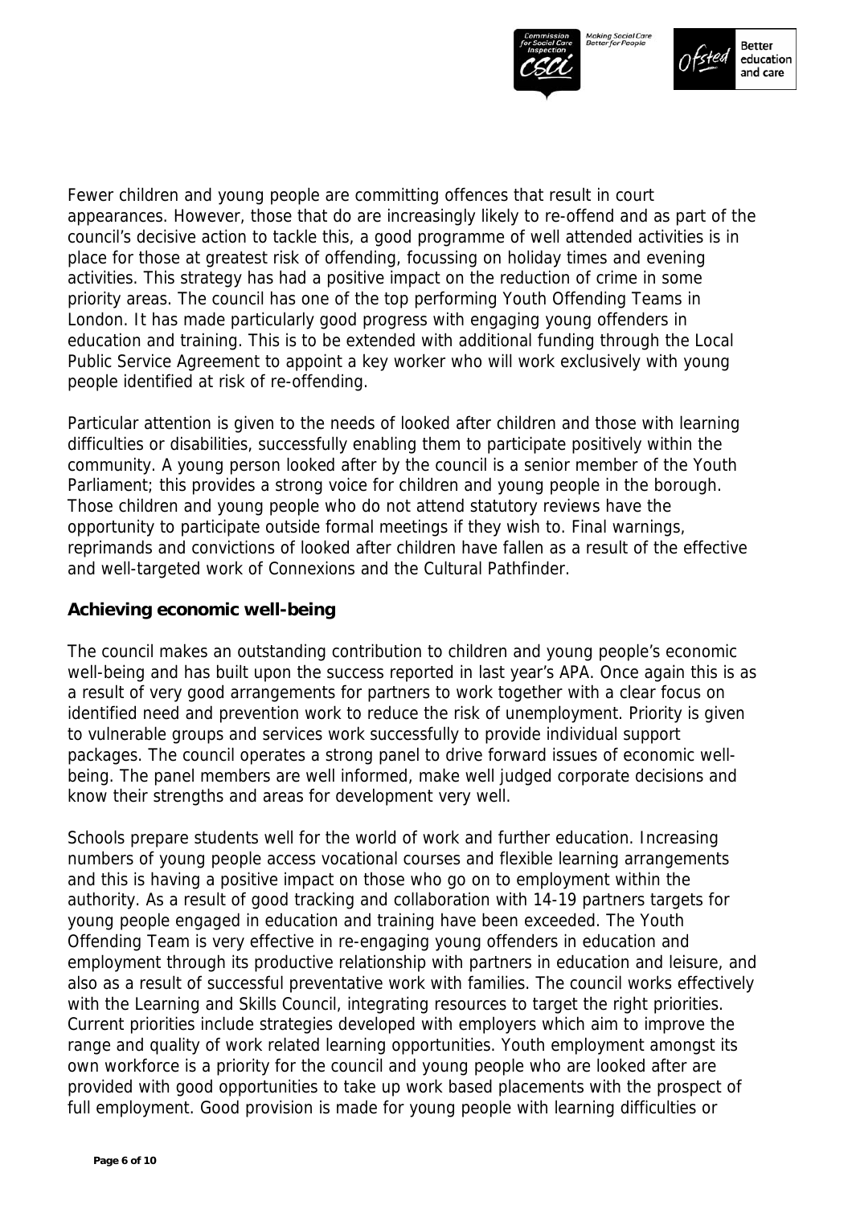Fewer children and young people are committing offences that result in court appearances. However, those that do are increasingly likely to re-offend and as part of the council's decisive action to tackle this, a good programme of well attended activities is in place for those at greatest risk of offending, focussing on holiday times and evening activities. This strategy has had a positive impact on the reduction of crime in some priority areas. The council has one of the top performing Youth Offending Teams in London. It has made particularly good progress with engaging young offenders in education and training. This is to be extended with additional funding through the Local Public Service Agreement to appoint a key worker who will work exclusively with young people identified at risk of re-offending.

Particular attention is given to the needs of looked after children and those with learning difficulties or disabilities, successfully enabling them to participate positively within the community. A young person looked after by the council is a senior member of the Youth Parliament; this provides a strong voice for children and young people in the borough. Those children and young people who do not attend statutory reviews have the opportunity to participate outside formal meetings if they wish to. Final warnings, reprimands and convictions of looked after children have fallen as a result of the effective and well-targeted work of Connexions and the Cultural Pathfinder.

## Achieving economic well-being

The council makes an outstanding contribution to children and young people's economic well-being and has built upon the success reported in last year's APA. Once again this is as a result of very good arrangements for partners to work together with a clear focus on identified need and prevention work to reduce the risk of unemployment. Priority is given to vulnerable groups and services work successfully to provide individual support packages. The council operates a strong panel to drive forward issues of economic well-being. The panel members are well informed, make well judged corporate decisions and know their strengths and areas for development very well.

Schools prepare students well for the world of work and further education. Increasing numbers of young people access vocational courses and flexible learning arrangements and this is having a positive impact on those who go on to employment within the authority. As a result of good tracking and collaboration with 14-19 partners targets for young people engaged in education and training have been exceeded. The Youth Offending Team is very effective in re-engaging young offenders in education and employment through its productive relationship with partners in education and leisure, and also as a result of successful preventative work with families. The council works effectively with the Learning and Skills Council, integrating resources to target the right priorities. Current priorities include strategies developed with employers which aim to improve the range and quality of work related learning opportunities. Youth employment amongst its own workforce is a priority for the council and young people who are looked after are provided with good opportunities to take up work based placements with the prospect of full employment. Good provision is made for young people with learning difficulties or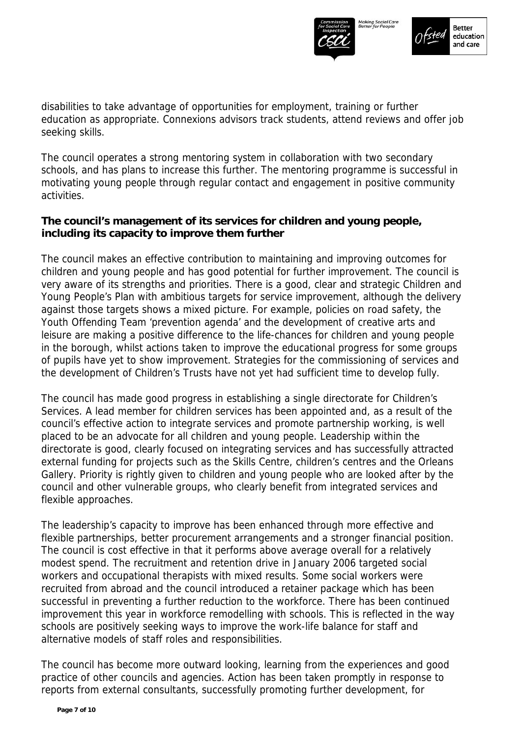disabilities to take advantage of opportunities for employment, training or further education as appropriate. Connexions advisors track students, attend reviews and offer job seeking skills.

The council operates a strong mentoring system in collaboration with two secondary schools, and has plans to increase this further. The mentoring programme is successful in motivating young people through regular contact and engagement in positive community activities.

**The council's management of its services for children and young people, including its capacity to improve them further**

The council makes an effective contribution to maintaining and improving outcomes for children and young people and has good potential for further improvement. The council is very aware of its strengths and priorities. There is a good, clear and strategic Children and Young People's Plan with ambitious targets for service improvement, although the delivery against those targets shows a mixed picture. For example, policies on road safety, the Youth Offending Team 'prevention agenda' and the development of creative arts and leisure are making a positive difference to the life-chances for children and young people in the borough, whilst actions taken to improve the educational progress for some groups of pupils have yet to show improvement. Strategies for the commissioning of services and the development of Children's Trusts have not yet had sufficient time to develop fully.

The council has made good progress in establishing a single directorate for Children's Services. A lead member for children services has been appointed and, as a result of the council's effective action to integrate services and promote partnership working, is well placed to be an advocate for all children and young people. Leadership within the directorate is good, clearly focused on integrating services and has successfully attracted external funding for projects such as the Skills Centre, children's centres and the Orleans Gallery. Priority is rightly given to children and young people who are looked after by the council and other vulnerable groups, who clearly benefit from integrated services and flexible approaches.

The leadership's capacity to improve has been enhanced through more effective and flexible partnerships, better procurement arrangements and a stronger financial position. The council is cost effective in that it performs above average overall for a relatively modest spend. The recruitment and retention drive in January 2006 targeted social workers and occupational therapists with mixed results. Some social workers were recruited from abroad and the council introduced a retainer package which has been successful in preventing a further reduction to the workforce. There has been continued improvement this year in workforce remodelling with schools. This is reflected in the way schools are positively seeking ways to improve the work-life balance for staff and alternative models of staff roles and responsibilities.

The council has become more outward looking, learning from the experiences and good practice of other councils and agencies. Action has been taken promptly in response to reports from external consultants, successfully promoting further development, for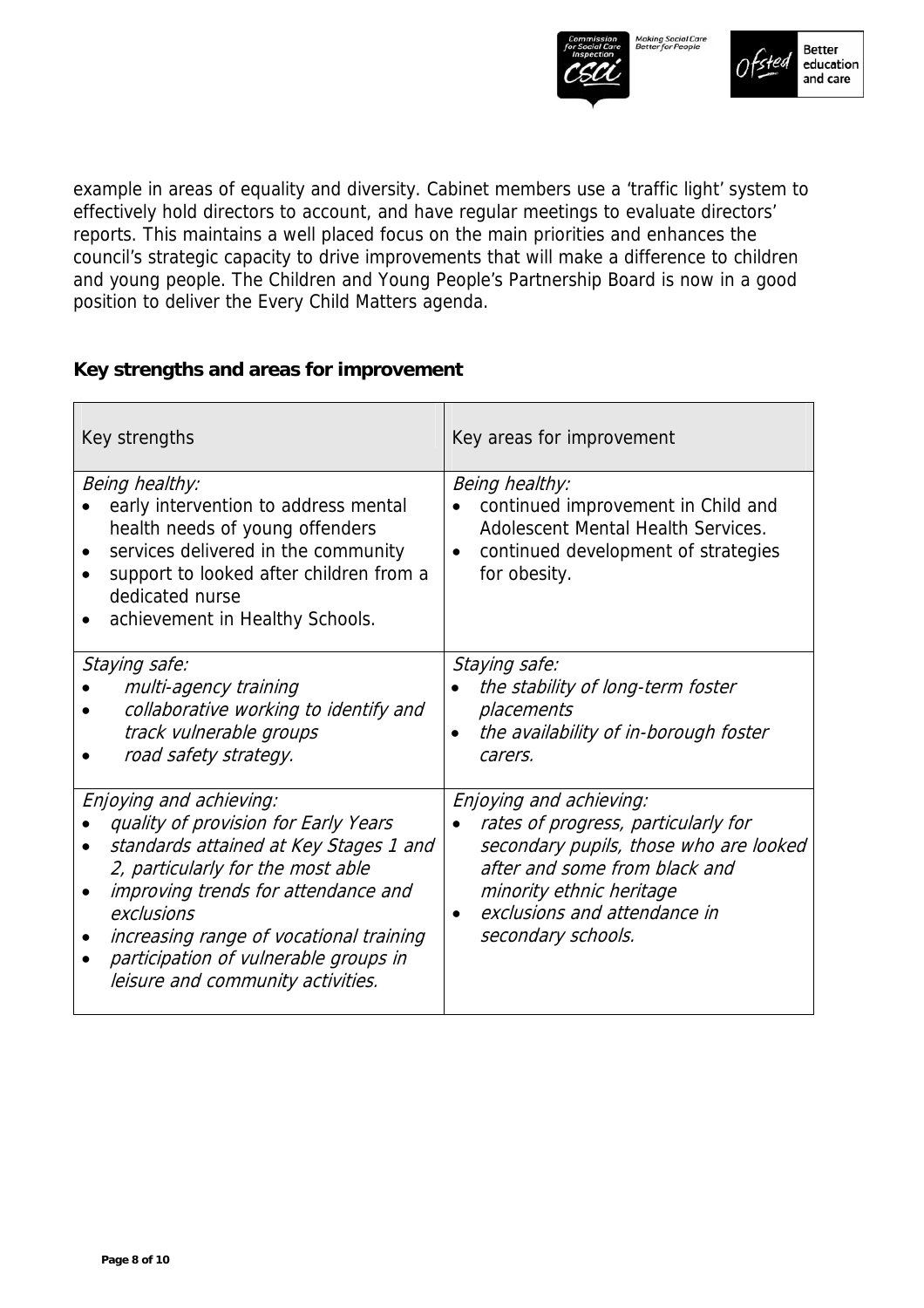example in areas of equality and diversity. Cabinet members use a 'traffic light' system to effectively hold directors to account, and have regular meetings to evaluate directors' reports. This maintains a well placed focus on the main priorities and enhances the council's strategic capacity to drive improvements that will make a difference to children and young people. The Children and Young People's Partnership Board is now in a good position to deliver the Every Child Matters agenda.

## Key strengths and areas for improvement

| Key strengths | Key areas for improvement |
|---|---|
| *Being healthy:*<br>• early intervention to address mental health needs of young offenders<br>• services delivered in the community<br>• support to looked after children from a dedicated nurse<br>• achievement in Healthy Schools. | *Being healthy:*<br>• continued improvement in Child and Adolescent Mental Health Services.<br>• continued development of strategies for obesity. |
| *Staying safe:*<br>• *multi-agency training*<br>• *collaborative working to identify and track vulnerable groups*<br>• *road safety strategy.* | *Staying safe:*<br>• *the stability of long-term foster placements*<br>• *the availability of in-borough foster carers.* |
| *Enjoying and achieving:*<br>• *quality of provision for Early Years*<br>• *standards attained at Key Stages 1 and 2, particularly for the most able*<br>• *improving trends for attendance and exclusions*<br>• *increasing range of vocational training*<br>• *participation of vulnerable groups in leisure and community activities.* | *Enjoying and achieving:*<br>• *rates of progress, particularly for secondary pupils, those who are looked after and some from black and minority ethnic heritage*<br>• *exclusions and attendance in secondary schools.* |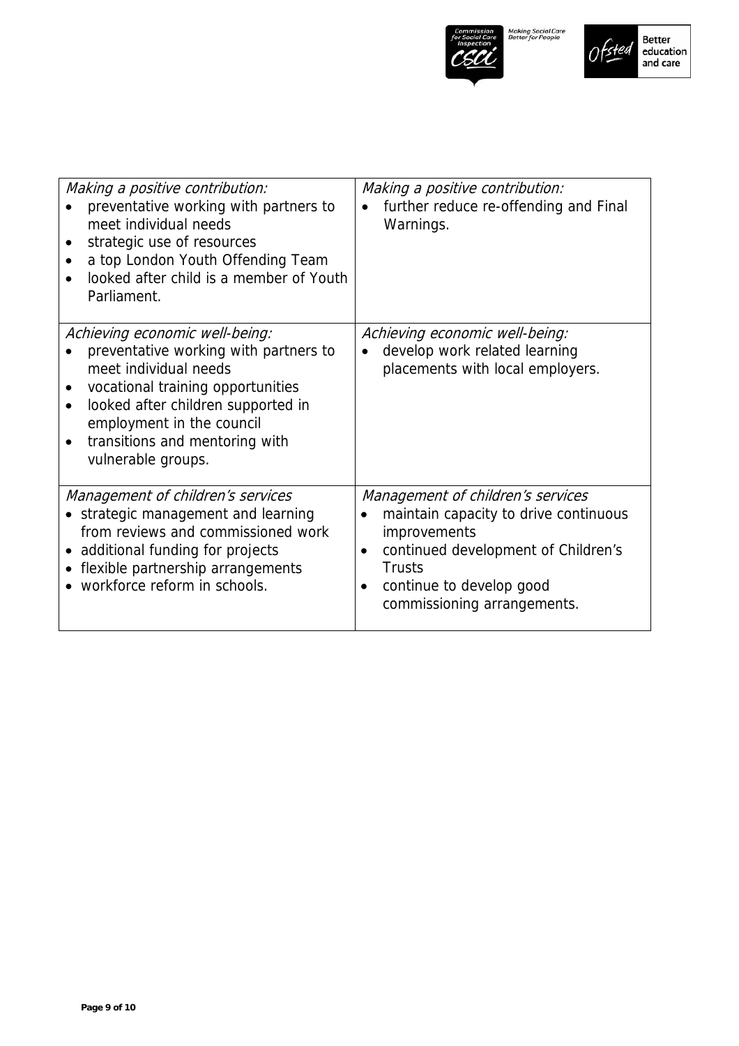| | |
|---|---|
| *Making a positive contribution:*<br>• preventative working with partners to meet individual needs<br>• strategic use of resources<br>• a top London Youth Offending Team<br>• looked after child is a member of Youth Parliament. | *Making a positive contribution:*<br>• further reduce re-offending and Final Warnings. |
| *Achieving economic well-being:*<br>• preventative working with partners to meet individual needs<br>• vocational training opportunities<br>• looked after children supported in employment in the council<br>• transitions and mentoring with vulnerable groups. | *Achieving economic well-being:*<br>• develop work related learning placements with local employers. |
| *Management of children's services*<br>• strategic management and learning from reviews and commissioned work<br>• additional funding for projects<br>• flexible partnership arrangements<br>• workforce reform in schools. | *Management of children's services*<br>• maintain capacity to drive continuous improvements<br>• continued development of Children's Trusts<br>• continue to develop good commissioning arrangements. |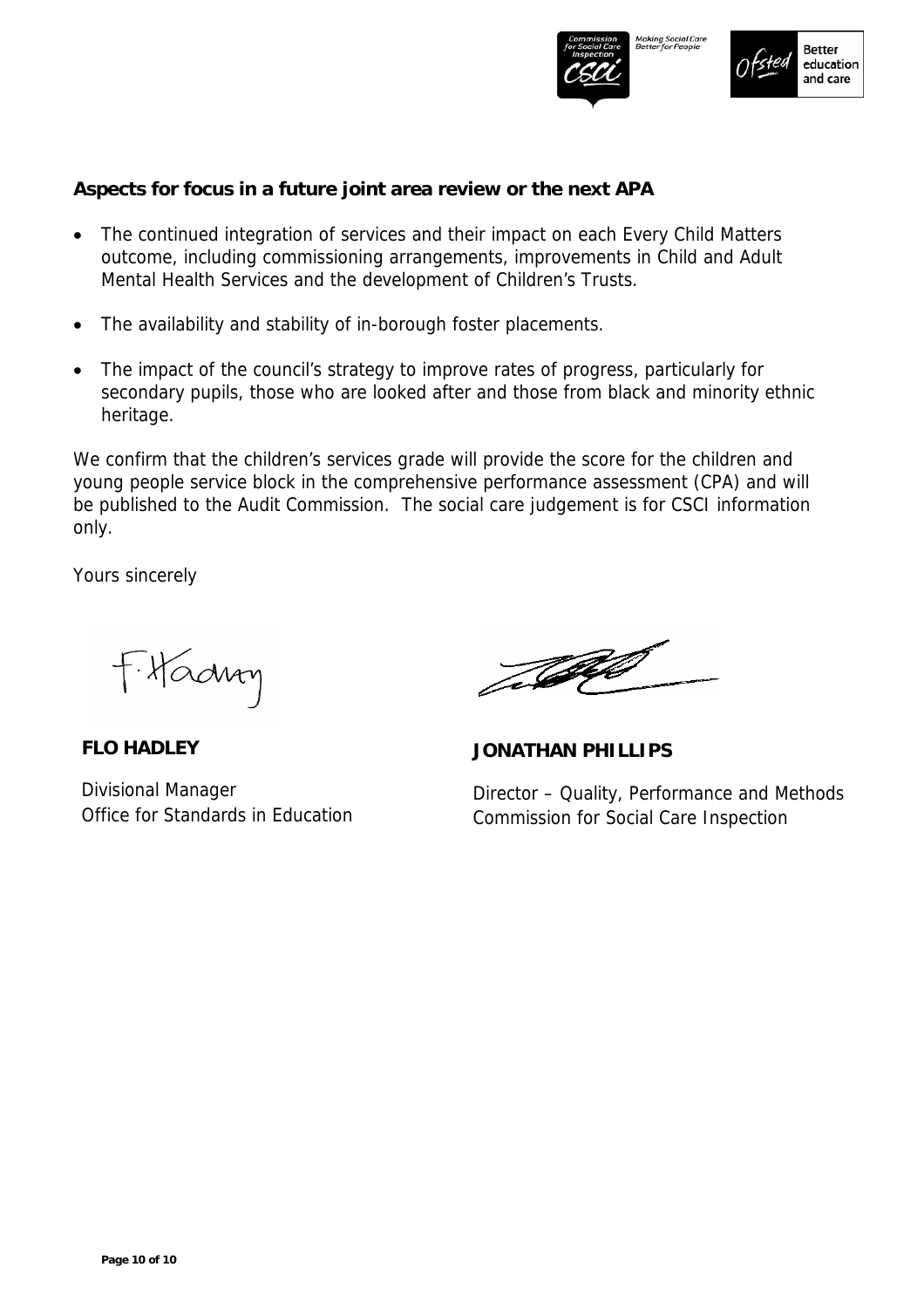**Aspects for focus in a future joint area review or the next APA**

- The continued integration of services and their impact on each Every Child Matters outcome, including commissioning arrangements, improvements in Child and Adult Mental Health Services and the development of Children's Trusts.
- The availability and stability of in-borough foster placements.
- The impact of the council's strategy to improve rates of progress, particularly for secondary pupils, those who are looked after and those from black and minority ethnic heritage.

We confirm that the children's services grade will provide the score for the children and young people service block in the comprehensive performance assessment (CPA) and will be published to the Audit Commission. The social care judgement is for CSCI information only.

Yours sincerely

**FLO HADLEY**

Divisional Manager
Office for Standards in Education

**JONATHAN PHILLIPS**

Director – Quality, Performance and Methods
Commission for Social Care Inspection